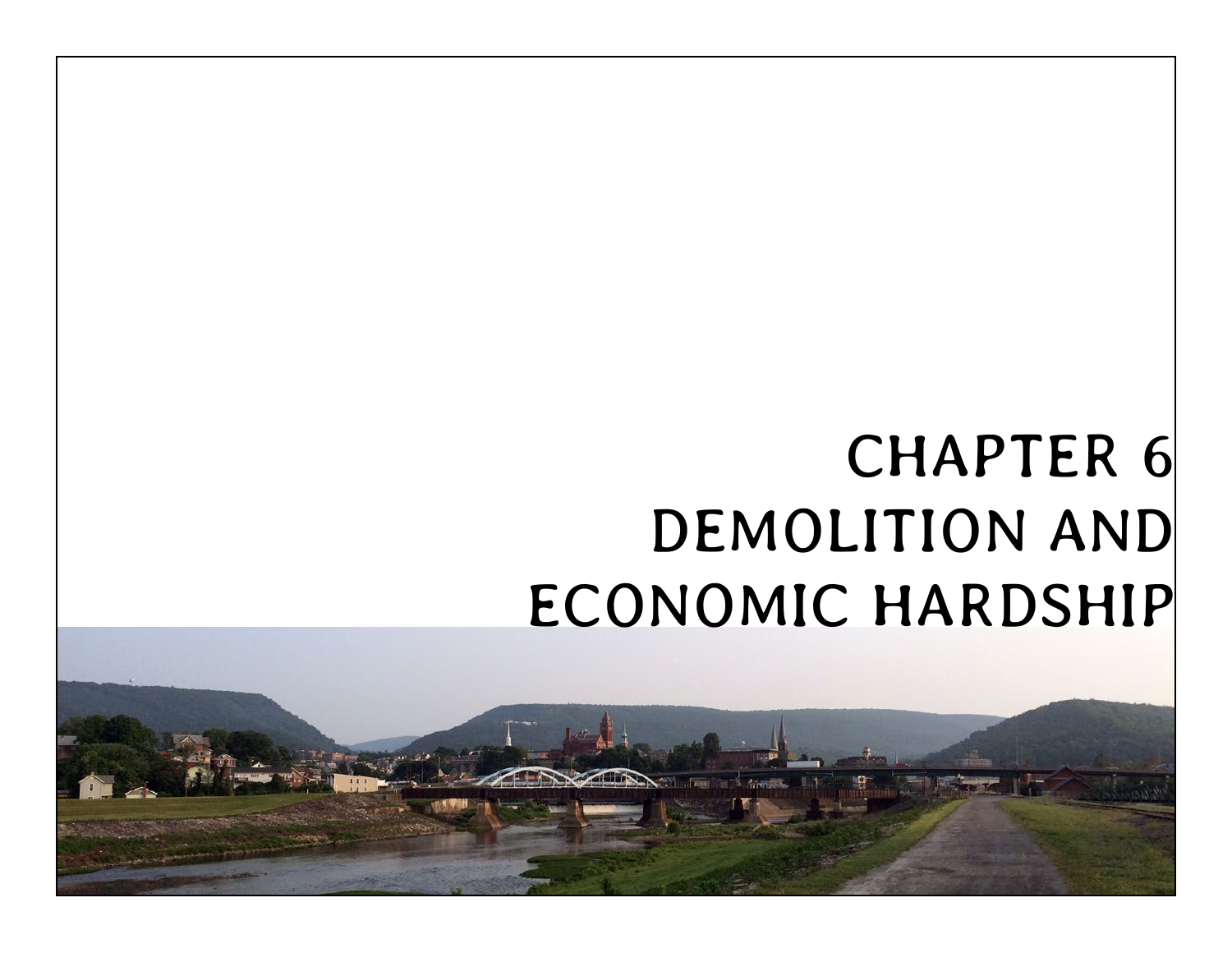# CHAPTER 6
# DEMOLITION AND ECONOMIC HARDSHIP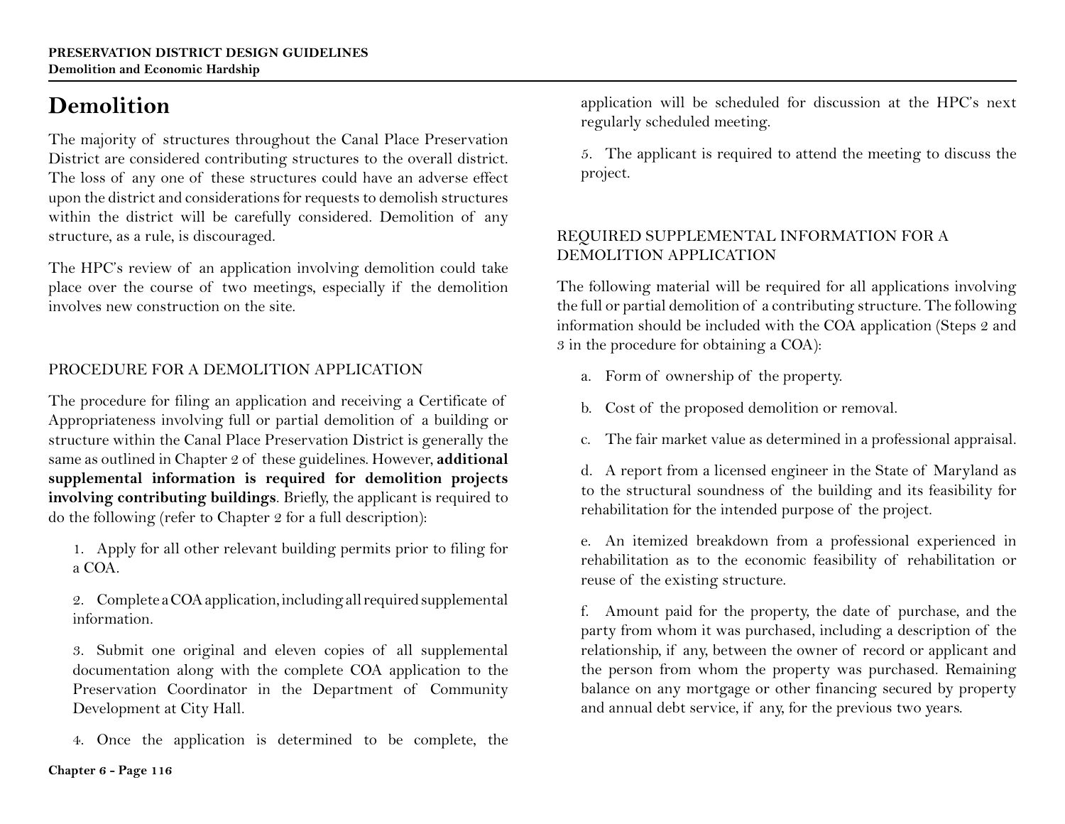# Demolition

The majority of structures throughout the Canal Place Preservation District are considered contributing structures to the overall district. The loss of any one of these structures could have an adverse effect upon the district and considerations for requests to demolish structures within the district will be carefully considered. Demolition of any structure, as a rule, is discouraged.

The HPC's review of an application involving demolition could take place over the course of two meetings, especially if the demolition involves new construction on the site.

## PROCEDURE FOR A DEMOLITION APPLICATION

The procedure for filing an application and receiving a Certificate of Appropriateness involving full or partial demolition of a building or structure within the Canal Place Preservation District is generally the same as outlined in Chapter 2 of these guidelines. However, **additional supplemental information is required for demolition projects involving contributing buildings**. Briefly, the applicant is required to do the following (refer to Chapter 2 for a full description):

1. Apply for all other relevant building permits prior to filing for a COA.

2. Complete a COA application, including all required supplemental information.

3. Submit one original and eleven copies of all supplemental documentation along with the complete COA application to the Preservation Coordinator in the Department of Community Development at City Hall.

4. Once the application is determined to be complete, the application will be scheduled for discussion at the HPC's next regularly scheduled meeting.

5. The applicant is required to attend the meeting to discuss the project.

## REQUIRED SUPPLEMENTAL INFORMATION FOR A DEMOLITION APPLICATION

The following material will be required for all applications involving the full or partial demolition of a contributing structure. The following information should be included with the COA application (Steps 2 and 3 in the procedure for obtaining a COA):

a. Form of ownership of the property.

b. Cost of the proposed demolition or removal.

c. The fair market value as determined in a professional appraisal.

d. A report from a licensed engineer in the State of Maryland as to the structural soundness of the building and its feasibility for rehabilitation for the intended purpose of the project.

e. An itemized breakdown from a professional experienced in rehabilitation as to the economic feasibility of rehabilitation or reuse of the existing structure.

f. Amount paid for the property, the date of purchase, and the party from whom it was purchased, including a description of the relationship, if any, between the owner of record or applicant and the person from whom the property was purchased. Remaining balance on any mortgage or other financing secured by property and annual debt service, if any, for the previous two years.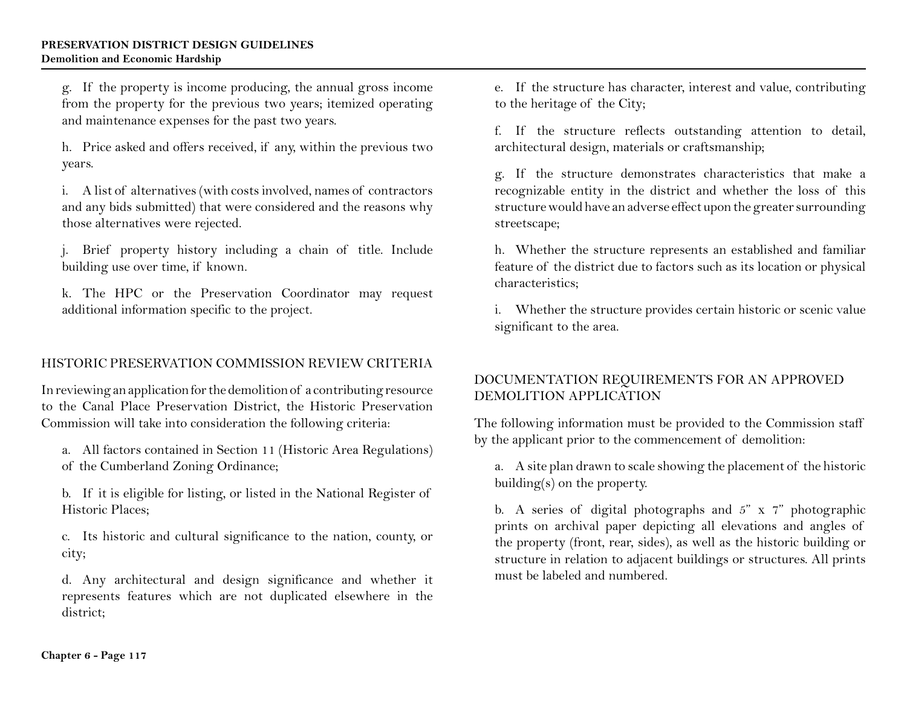g. If the property is income producing, the annual gross income from the property for the previous two years; itemized operating and maintenance expenses for the past two years.

h. Price asked and offers received, if any, within the previous two years.

i. A list of alternatives (with costs involved, names of contractors and any bids submitted) that were considered and the reasons why those alternatives were rejected.

j. Brief property history including a chain of title. Include building use over time, if known.

k. The HPC or the Preservation Coordinator may request additional information specific to the project.

## HISTORIC PRESERVATION COMMISSION REVIEW CRITERIA

In reviewing an application for the demolition of a contributing resource to the Canal Place Preservation District, the Historic Preservation Commission will take into consideration the following criteria:

a. All factors contained in Section 11 (Historic Area Regulations) of the Cumberland Zoning Ordinance;

b. If it is eligible for listing, or listed in the National Register of Historic Places;

c. Its historic and cultural significance to the nation, county, or city;

d. Any architectural and design significance and whether it represents features which are not duplicated elsewhere in the district;

e. If the structure has character, interest and value, contributing to the heritage of the City;

f. If the structure reflects outstanding attention to detail, architectural design, materials or craftsmanship;

g. If the structure demonstrates characteristics that make a recognizable entity in the district and whether the loss of this structure would have an adverse effect upon the greater surrounding streetscape;

h. Whether the structure represents an established and familiar feature of the district due to factors such as its location or physical characteristics;

i. Whether the structure provides certain historic or scenic value significant to the area.

## DOCUMENTATION REQUIREMENTS FOR AN APPROVED DEMOLITION APPLICATION

The following information must be provided to the Commission staff by the applicant prior to the commencement of demolition:

a. A site plan drawn to scale showing the placement of the historic building(s) on the property.

b. A series of digital photographs and 5" x 7" photographic prints on archival paper depicting all elevations and angles of the property (front, rear, sides), as well as the historic building or structure in relation to adjacent buildings or structures. All prints must be labeled and numbered.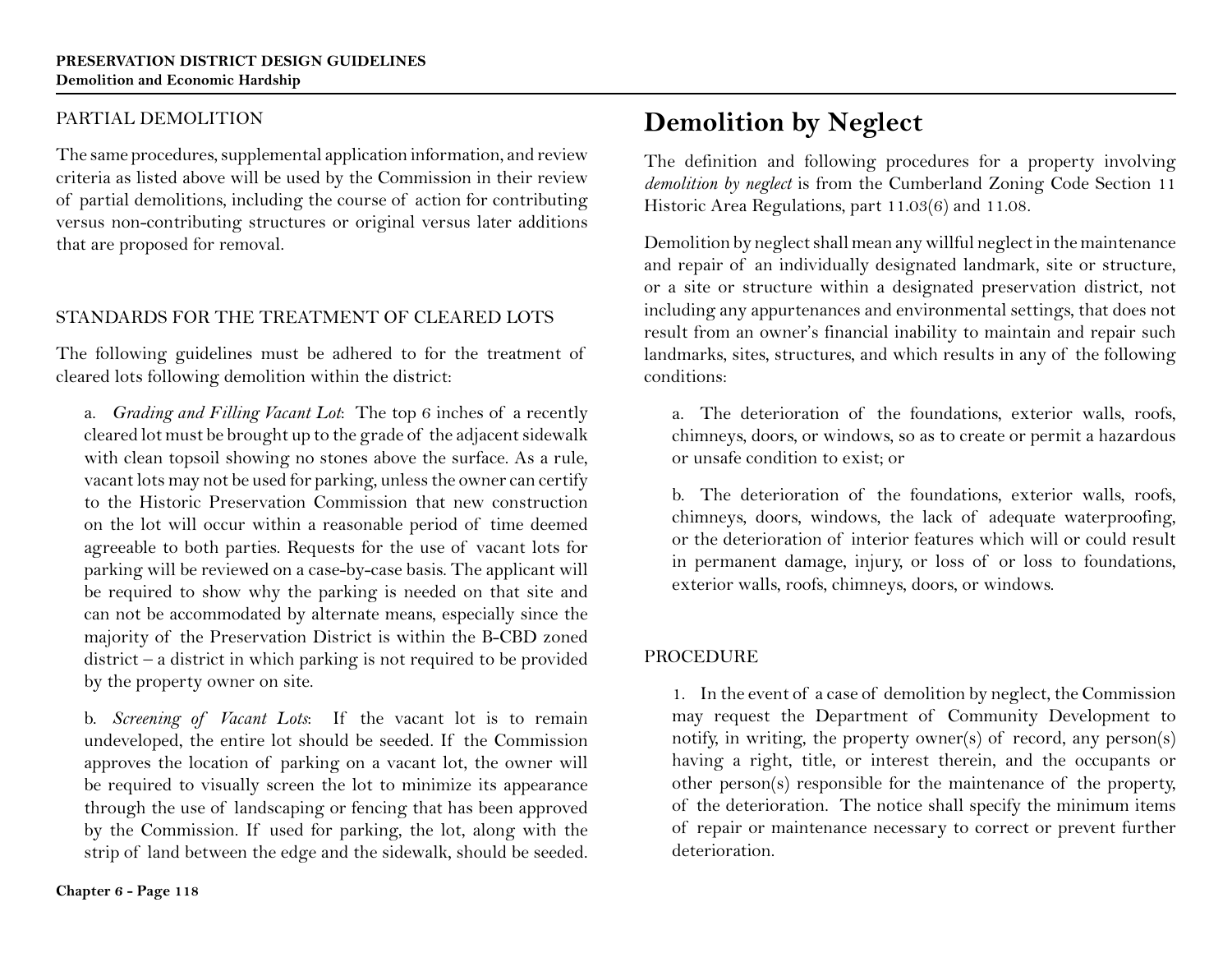### PARTIAL DEMOLITION

The same procedures, supplemental application information, and review criteria as listed above will be used by the Commission in their review of partial demolitions, including the course of action for contributing versus non-contributing structures or original versus later additions that are proposed for removal.

### STANDARDS FOR THE TREATMENT OF CLEARED LOTS

The following guidelines must be adhered to for the treatment of cleared lots following demolition within the district:

a. *Grading and Filling Vacant Lot*: The top 6 inches of a recently cleared lot must be brought up to the grade of the adjacent sidewalk with clean topsoil showing no stones above the surface. As a rule, vacant lots may not be used for parking, unless the owner can certify to the Historic Preservation Commission that new construction on the lot will occur within a reasonable period of time deemed agreeable to both parties. Requests for the use of vacant lots for parking will be reviewed on a case-by-case basis. The applicant will be required to show why the parking is needed on that site and can not be accommodated by alternate means, especially since the majority of the Preservation District is within the B-CBD zoned district – a district in which parking is not required to be provided by the property owner on site.

b. *Screening of Vacant Lots*: If the vacant lot is to remain undeveloped, the entire lot should be seeded. If the Commission approves the location of parking on a vacant lot, the owner will be required to visually screen the lot to minimize its appearance through the use of landscaping or fencing that has been approved by the Commission. If used for parking, the lot, along with the strip of land between the edge and the sidewalk, should be seeded.

## Demolition by Neglect

The definition and following procedures for a property involving *demolition by neglect* is from the Cumberland Zoning Code Section 11 Historic Area Regulations, part 11.03(6) and 11.08.

Demolition by neglect shall mean any willful neglect in the maintenance and repair of an individually designated landmark, site or structure, or a site or structure within a designated preservation district, not including any appurtenances and environmental settings, that does not result from an owner's financial inability to maintain and repair such landmarks, sites, structures, and which results in any of the following conditions:

a. The deterioration of the foundations, exterior walls, roofs, chimneys, doors, or windows, so as to create or permit a hazardous or unsafe condition to exist; or

b. The deterioration of the foundations, exterior walls, roofs, chimneys, doors, windows, the lack of adequate waterproofing, or the deterioration of interior features which will or could result in permanent damage, injury, or loss of or loss to foundations, exterior walls, roofs, chimneys, doors, or windows.

### PROCEDURE

1. In the event of a case of demolition by neglect, the Commission may request the Department of Community Development to notify, in writing, the property owner(s) of record, any person(s) having a right, title, or interest therein, and the occupants or other person(s) responsible for the maintenance of the property, of the deterioration. The notice shall specify the minimum items of repair or maintenance necessary to correct or prevent further deterioration.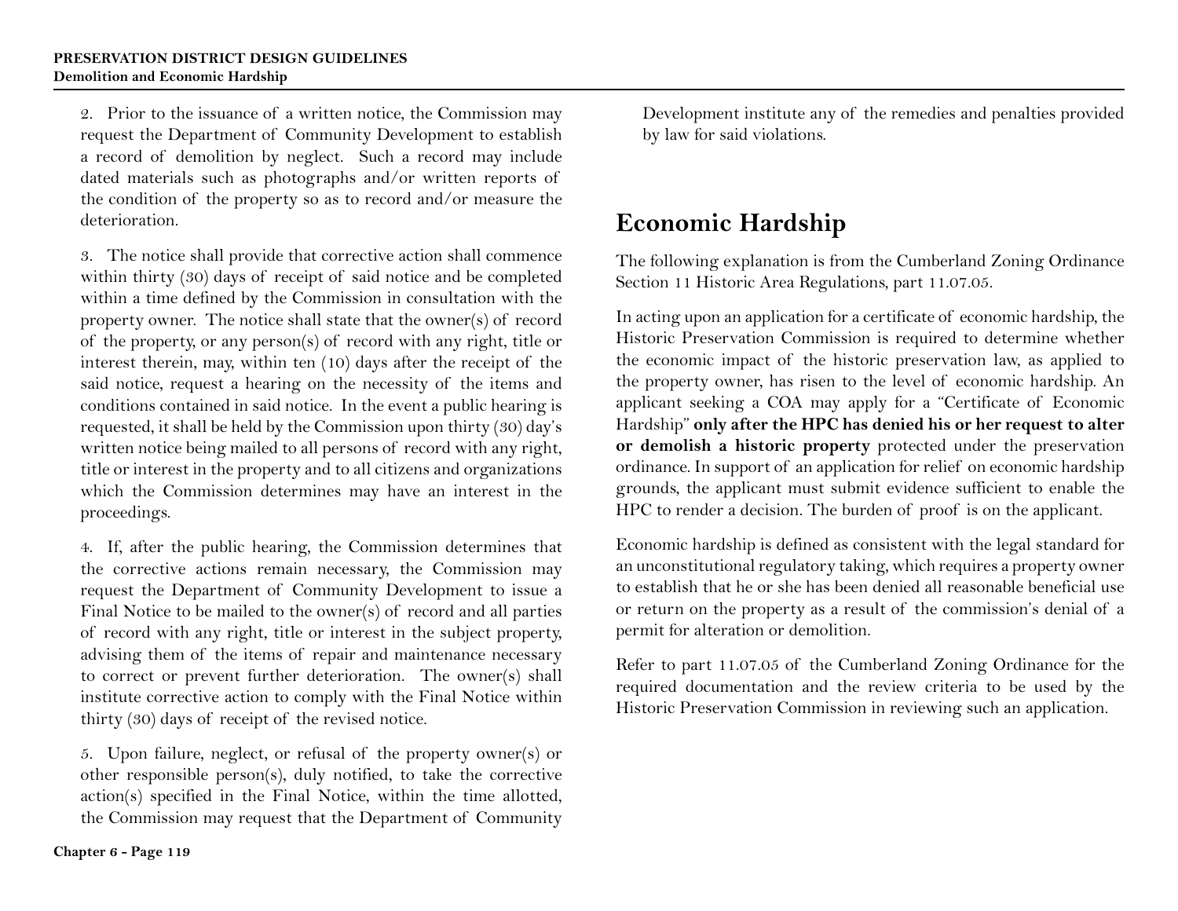2. Prior to the issuance of a written notice, the Commission may request the Department of Community Development to establish a record of demolition by neglect. Such a record may include dated materials such as photographs and/or written reports of the condition of the property so as to record and/or measure the deterioration.

3. The notice shall provide that corrective action shall commence within thirty (30) days of receipt of said notice and be completed within a time defined by the Commission in consultation with the property owner. The notice shall state that the owner(s) of record of the property, or any person(s) of record with any right, title or interest therein, may, within ten (10) days after the receipt of the said notice, request a hearing on the necessity of the items and conditions contained in said notice. In the event a public hearing is requested, it shall be held by the Commission upon thirty (30) day's written notice being mailed to all persons of record with any right, title or interest in the property and to all citizens and organizations which the Commission determines may have an interest in the proceedings.

4. If, after the public hearing, the Commission determines that the corrective actions remain necessary, the Commission may request the Department of Community Development to issue a Final Notice to be mailed to the owner(s) of record and all parties of record with any right, title or interest in the subject property, advising them of the items of repair and maintenance necessary to correct or prevent further deterioration. The owner(s) shall institute corrective action to comply with the Final Notice within thirty (30) days of receipt of the revised notice.

5. Upon failure, neglect, or refusal of the property owner(s) or other responsible person(s), duly notified, to take the corrective action(s) specified in the Final Notice, within the time allotted, the Commission may request that the Department of Community Development institute any of the remedies and penalties provided by law for said violations.

## Economic Hardship

The following explanation is from the Cumberland Zoning Ordinance Section 11 Historic Area Regulations, part 11.07.05.

In acting upon an application for a certificate of economic hardship, the Historic Preservation Commission is required to determine whether the economic impact of the historic preservation law, as applied to the property owner, has risen to the level of economic hardship. An applicant seeking a COA may apply for a "Certificate of Economic Hardship" **only after the HPC has denied his or her request to alter or demolish a historic property** protected under the preservation ordinance. In support of an application for relief on economic hardship grounds, the applicant must submit evidence sufficient to enable the HPC to render a decision. The burden of proof is on the applicant.

Economic hardship is defined as consistent with the legal standard for an unconstitutional regulatory taking, which requires a property owner to establish that he or she has been denied all reasonable beneficial use or return on the property as a result of the commission's denial of a permit for alteration or demolition.

Refer to part 11.07.05 of the Cumberland Zoning Ordinance for the required documentation and the review criteria to be used by the Historic Preservation Commission in reviewing such an application.